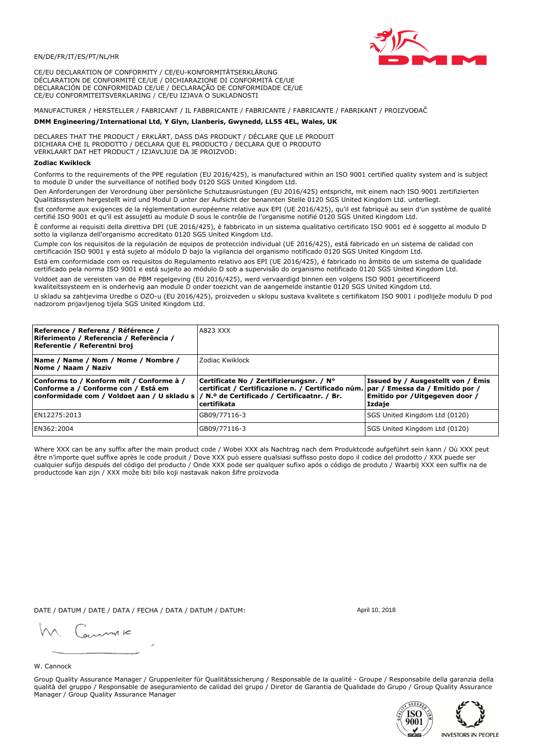EN/DE/FR/IT/ES/PT/NL/HR

CE/EU DECLARATION OF CONFORMITY / CE/EU-KONFORMITÄTSERKLÄRUNG
DÉCLARATION DE CONFORMITÉ CE/UE / DICHIARAZIONE DI CONFORMITÀ CE/UE
DECLARACIÓN DE CONFORMIDAD CE/UE / DECLARAÇÃO DE CONFORMIDADE CE/UE
CE/EU CONFORMITEITSVERKLARING / CE/EU IZJAVA O SUKLADNOSTI

MANUFACTURER / HERSTELLER / FABRICANT / IL FABBRICANTE / FABRICANTE / FABRICANTE / FABRIKANT / PROIZVOĐAČ

**DMM Engineering/International Ltd, Y Glyn, Llanberis, Gwynedd, LL55 4EL, Wales, UK**

DECLARES THAT THE PRODUCT / ERKLÄRT, DASS DAS PRODUKT / DÉCLARE QUE LE PRODUIT
DICHIARA CHE IL PRODOTTO / DECLARA QUE EL PRODUCTO / DECLARA QUE O PRODUTO
VERKLAART DAT HET PRODUCT / IZJAVLJUJE DA JE PROIZVOD:

**Zodiac Kwiklock**

Conforms to the requirements of the PPE regulation (EU 2016/425), is manufactured within an ISO 9001 certified quality system and is subject to module D under the surveillance of notified body 0120 SGS United Kingdom Ltd.

Den Anforderungen der Verordnung über persönliche Schutzausrüstungen (EU 2016/425) entspricht, mit einem nach ISO 9001 zertifizierten Qualitätssystem hergestellt wird und Modul D unter der Aufsicht der benannten Stelle 0120 SGS United Kingdom Ltd. unterliegt.

Est conforme aux exigences de la réglementation européenne relative aux EPI (UE 2016/425), qu'il est fabriqué au sein d'un système de qualité certifié ISO 9001 et qu'il est assujetti au module D sous le contrôle de l'organisme notifié 0120 SGS United Kingdom Ltd.

È conforme ai requisiti della direttiva DPI (UE 2016/425), è fabbricato in un sistema qualitativo certificato ISO 9001 ed è soggetto al modulo D sotto la vigilanza dell'organismo accreditato 0120 SGS United Kingdom Ltd.

Cumple con los requisitos de la regulación de equipos de protección individual (UE 2016/425), está fabricado en un sistema de calidad con certificación ISO 9001 y está sujeto al módulo D bajo la vigilancia del organismo notificado 0120 SGS United Kingdom Ltd.

Está em conformidade com os requisitos do Regulamento relativo aos EPI (UE 2016/425), é fabricado no âmbito de um sistema de qualidade certificado pela norma ISO 9001 e está sujeito ao módulo D sob a supervisão do organismo notificado 0120 SGS United Kingdom Ltd.

Voldoet aan de vereisten van de PBM regelgeving (EU 2016/425), werd vervaardigd binnen een volgens ISO 9001 gecertificeerd kwaliteitssysteem en is onderhevig aan module D onder toezicht van de aangemelde instantie 0120 SGS United Kingdom Ltd.

U skladu sa zahtjevima Uredbe o OZO-u (EU 2016/425), proizveden u sklopu sustava kvalitete s certifikatom ISO 9001 i podliježe modulu D pod nadzorom prijavljenog tijela SGS United Kingdom Ltd.

| **Reference / Referenz / Référence / Riferimento / Referencia / Referência / Referentie / Referentni broj** | A823 XXX | |
|---|---|---|
| **Name / Name / Nom / Nome / Nombre / Nome / Naam / Naziv** | Zodiac Kwiklock | |
| **Conforms to / Konform mit / Conforme à / Conforme a / Conforme con / Está em conformidade com / Voldoet aan / U skladu s** | **Certificate No / Zertifizierungsnr. / N° certificat / Certificazione n. / Certificado núm. / N.º de Certificado / Certificaatnr. / Br. certifikata** | **Issued by / Ausgestellt von / Émis par / Emessa da / Emitido por / Emitido por / Uitgegeven door / Izdaje** |
| EN12275:2013 | GB09/77116-3 | SGS United Kingdom Ltd (0120) |
| EN362:2004 | GB09/77116-3 | SGS United Kingdom Ltd (0120) |

Where XXX can be any suffix after the main product code / Wobei XXX als Nachtrag nach dem Produktcode aufgeführt sein kann / Où XXX peut être n'importe quel suffixe après le code produit / Dove XXX può essere qualsiasi suffisso posto dopo il codice del prodotto / XXX puede ser cualquier sufijo después del código del producto / Onde XXX pode ser qualquer sufixo após o código de produto / Waarbij XXX een suffix na de productcode kan zijn / XXX može biti bilo koji nastavak nakon šifre proizvoda

DATE / DATUM / DATE / DATA / FECHA / DATA / DATUM / DATUM: April 10, 2018

W. Cannock

Group Quality Assurance Manager / Gruppenleiter für Qualitätssicherung / Responsable de la qualité - Groupe / Responsabile della garanzia della qualità del gruppo / Responsable de aseguramiento de calidad del grupo / Diretor de Garantia de Qualidade do Grupo / Group Quality Assurance Manager / Group Quality Assurance Manager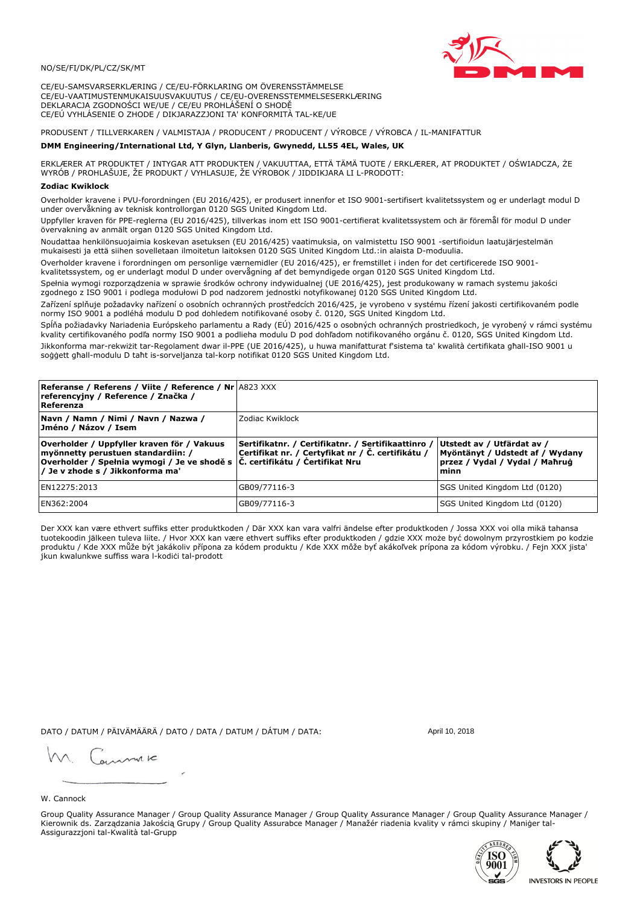NO/SE/FI/DK/PL/CZ/SK/MT

CE/EU-SAMSVARSERKLÆRING / CE/EU-FÖRKLARING OM ÖVERENSSTÄMMELSE
CE/EU-VAATIMUSTENMUKAISUUSVAKUUTUS / CE/EU-OVERENSSTEMMELSESERKLÆRING
DEKLARACJA ZGODNOŚCI WE/UE / CE/EU PROHLÁŠENÍ O SHODĚ
CE/EÚ VYHLÁSENIE O ZHODE / DIKJARAZZJONI TA' KONFORMITÀ TAL-KE/UE

PRODUSENT / TILLVERKAREN / VALMISTAJA / PRODUCENT / PRODUCENT / VÝROBCE / VÝROBCA / IL-MANIFATTUR

**DMM Engineering/International Ltd, Y Glyn, Llanberis, Gwynedd, LL55 4EL, Wales, UK**

ERKLÆRER AT PRODUKTET / INTYGAR ATT PRODUKTEN / VAKUUTTAA, ETTÄ TÄMÄ TUOTE / ERKLÆRER, AT PRODUKTET / OŚWIADCZA, ŻE WYRÓB / PROHLAŠUJE, ŽE PRODUKT / VYHLASUJE, ŽE VÝROBOK / JIDDIKJARA LI L-PRODOTT:

**Zodiac Kwiklock**

Overholder kravene i PVU-forordningen (EU 2016/425), er produsert innenfor et ISO 9001-sertifisert kvalitetssystem og er underlagt modul D under overvåkning av teknisk kontrollorgan 0120 SGS United Kingdom Ltd.

Uppfyller kraven för PPE-reglerna (EU 2016/425), tillverkas inom ett ISO 9001-certifierat kvalitetssystem och är föremål för modul D under övervakning av anmält organ 0120 SGS United Kingdom Ltd.

Noudattaa henkilönsuojaimia koskevan asetuksen (EU 2016/425) vaatimuksia, on valmistettu ISO 9001 -sertifioidun laatujärjestelmän mukaisesti ja että siihen sovelletaan ilmoitetun laitoksen 0120 SGS United Kingdom Ltd.:in alaista D-moduulia.

Overholder kravene i forordningen om personlige værnemidler (EU 2016/425), er fremstillet i inden for det certificerede ISO 9001-kvalitetssystem, og er underlagt modul D under overvågning af det bemyndigede organ 0120 SGS United Kingdom Ltd.

Spełnia wymogi rozporządzenia w sprawie środków ochrony indywidualnej (UE 2016/425), jest produkowany w ramach systemu jakości zgodnego z ISO 9001 i podlega modułowi D pod nadzorem jednostki notyfikowanej 0120 SGS United Kingdom Ltd.

Zařízení splňuje požadavky nařízení o osobních ochranných prostředcích 2016/425, je vyrobeno v systému řízení jakosti certifikovaném podle normy ISO 9001 a podléhá modulu D pod dohledem notifikované osoby č. 0120, SGS United Kingdom Ltd.

Spĺňa požiadavky Nariadenia Európskeho parlamentu a Rady (EÚ) 2016/425 o osobných ochranných prostriedkoch, je vyrobený v rámci systému kvality certifikovaného podľa normy ISO 9001 a podlieha modulu D pod dohľadom notifikovaného orgánu č. 0120, SGS United Kingdom Ltd.

Jikkonforma mar-rekwiżit tar-Regolament dwar il-PPE (UE 2016/425), u huwa manifatturat f'sistema ta' kwalità ċertifikata għall-ISO 9001 u soġġett għall-modulu D taħt is-sorveljanza tal-korp notifikat 0120 SGS United Kingdom Ltd.

| **Referanse / Referens / Viite / Reference / Nr referencyjny / Reference / Značka / Referenza** | A823 XXX | |
|---|---|---|
| **Navn / Namn / Nimi / Navn / Nazwa / Jméno / Názov / Isem** | Zodiac Kwiklock | |
| **Overholder / Uppfyller kraven för / Vakuus myönnetty perustuen standardiin: / Overholder / Spełnia wymogi / Je ve shodě s / Je v zhode s / Jikkonforma ma'** | **Sertifikatnr. / Certifikatnr. / Sertifikaattinro / Certifikat nr. / Certyfikat nr / Č. certifikátu / Č. certifikátu / Ċertifikat Nru** | **Utstedt av / Utfärdat av / Myöntänyt / Udstedt af / Wydany przez / Vydal / Vydal / Maħruġ minn** |
| EN12275:2013 | GB09/77116-3 | SGS United Kingdom Ltd (0120) |
| EN362:2004 | GB09/77116-3 | SGS United Kingdom Ltd (0120) |

Der XXX kan være ethvert suffiks etter produktkoden / Där XXX kan vara valfri ändelse efter produktkoden / Jossa XXX voi olla mikä tahansa tuotekoodin jälkeen tuleva liite. / Hvor XXX kan være ethvert suffiks efter produktkoden / gdzie XXX może być dowolnym przyrostkiem po kodzie produktu / Kde XXX může být jakákoliv přípona za kódem produktu / Kde XXX môže byť akákoľvek prípona za kódom výrobku. / Fejn XXX jista' jkun kwalunkwe suffiss wara l-kodiċi tal-prodott

DATO / DATUM / PÄIVÄMÄÄRÄ / DATO / DATA / DATUM / DÁTUM / DATA: April 10, 2018

W. Cannock

Group Quality Assurance Manager / Group Quality Assurance Manager / Group Quality Assurance Manager / Group Quality Assurance Manager / Kierownik ds. Zarządzania Jakością Grupy / Group Quality Assurabce Manager / Manažér riadenia kvality v rámci skupiny / Maniġer tal-Assigurazzjoni tal-Kwalità tal-Grupp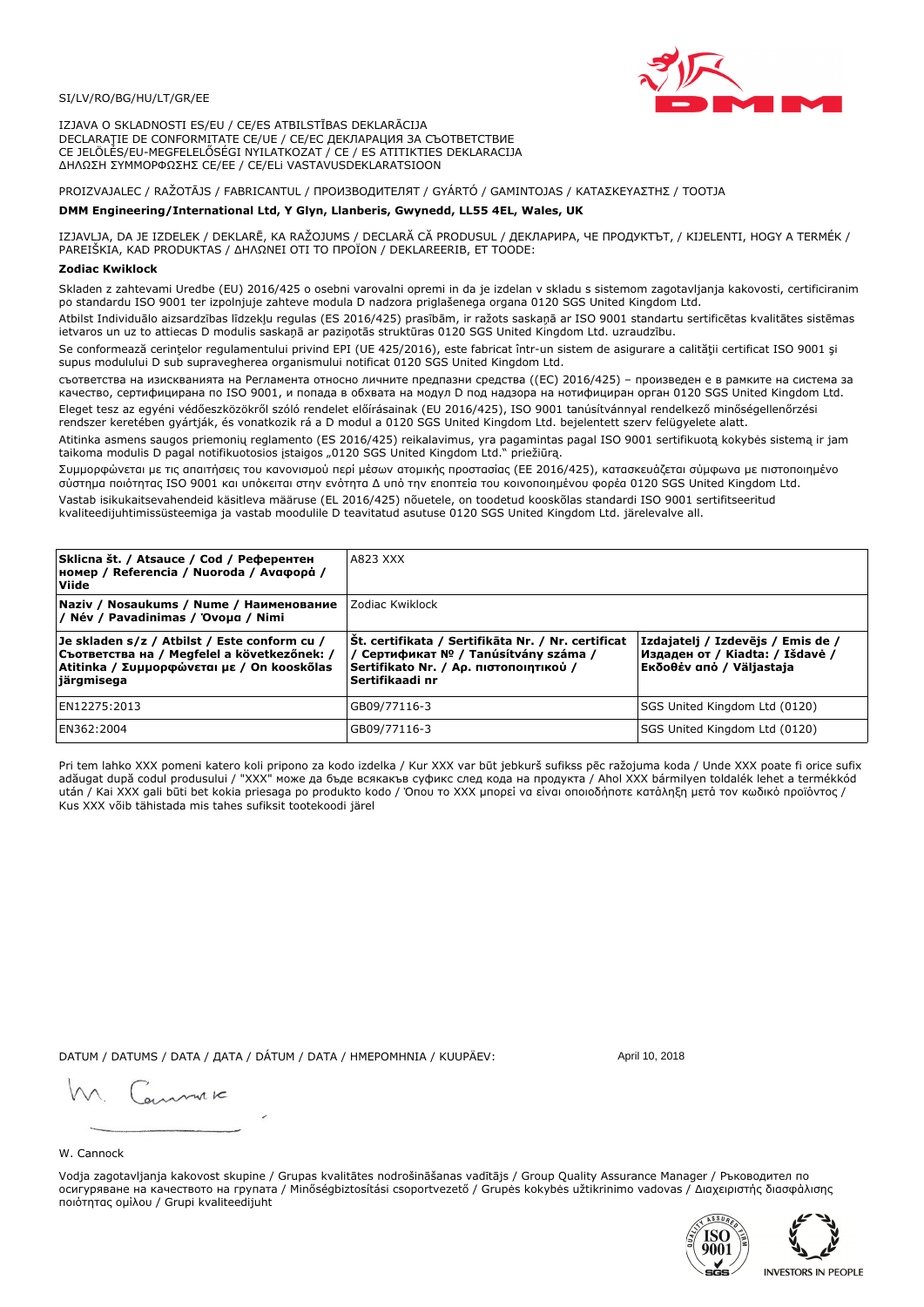SI/LV/RO/BG/HU/LT/GR/EE

IZJAVA O SKLADNOSTI ES/EU / CE/ES ATBILSTĪBAS DEKLARĀCIJA
DECLARAŢIE DE CONFORMITATE CE/UE / CE/ЕС ДЕКЛАРАЦИЯ ЗА СЪОТВЕТСТВИЕ
CE JELÖLÉS/EU-MEGFELELŐSÉGI NYILATKOZAT / CE / ES ATITIKTIES DEKLARACIJA
ΔΗΛΩΣΗ ΣΥΜΜΟΡΦΩΣΗΣ CE/EE / CE/ELi VASTAVUSDEKLARATSIOON

PROIZVAJALEC / RAŽOTĀJS / FABRICANTUL / ПРОИЗВОДИТЕЛЯТ / GYÁRTÓ / GAMINTOJAS / ΚΑΤΑΣΚΕΥΑΣΤΗΣ / TOOTJA

**DMM Engineering/International Ltd, Y Glyn, Llanberis, Gwynedd, LL55 4EL, Wales, UK**

IZJAVLJA, DA JE IZDELEK / DEKLARĒ, KA RAŽOJUMS / DECLARĂ CĂ PRODUSUL / ДЕКЛАРИРА, ЧЕ ПРОДУКТЪТ, / KIJELENTI, HOGY A TERMÉK / PAREIŠKIA, KAD PRODUKTAS / ΔΗΛΩΝΕΙ ΟΤΙ ΤΟ ΠΡΟΪΟΝ / DEKLAREERIB, ET TOODE:

**Zodiac Kwiklock**

Skladen z zahtevami Uredbe (EU) 2016/425 o osebni varovalni opremi in da je izdelan v skladu s sistemom zagotavljanja kakovosti, certificiranim po standardu ISO 9001 ter izpolnjuje zahteve modula D nadzora priglašenega organa 0120 SGS United Kingdom Ltd.

Atbilst Individuālo aizsardzības līdzekļu regulas (ES 2016/425) prasībām, ir ražots saskaņā ar ISO 9001 standartu sertificētas kvalitātes sistēmas ietvaros un uz to attiecas D modulis saskaņā ar paziņotās struktūras 0120 SGS United Kingdom Ltd. uzraudzību.

Se conformează cerinţelor regulamentului privind EPI (UE 425/2016), este fabricat într-un sistem de asigurare a calităţii certificat ISO 9001 şi supus modulului D sub supravegherea organismului notificat 0120 SGS United Kingdom Ltd.

съответства на изискванията на Регламента относно личните предпазни средства ((ЕС) 2016/425) – произведен е в рамките на система за качество, сертифицирана по ISO 9001, и попада в обхвата на модул D под надзора на нотифициран орган 0120 SGS United Kingdom Ltd.

Eleget tesz az egyéni védőeszközökről szóló rendelet előírásainak (EU 2016/425), ISO 9001 tanúsítvánnyal rendelkező minőségellenőrzési rendszer keretében gyártják, és vonatkozik rá a D modul a 0120 SGS United Kingdom Ltd. bejelentett szerv felügyelete alatt.

Atitinka asmens saugos priemonių reglamento (ES 2016/425) reikalavimus, yra pagamintas pagal ISO 9001 sertifikuotą kokybės sistemą ir jam taikoma modulis D pagal notifikuotosios įstaigos „0120 SGS United Kingdom Ltd." priežiūrą.

Συμμορφώνεται με τις απαιτήσεις του κανονισμού περί μέσων ατομικής προστασίας (ΕΕ 2016/425), κατασκευάζεται σύμφωνα με πιστοποιημένο σύστημα ποιότητας ISO 9001 και υπόκειται στην ενότητα Δ υπό την εποπτεία του κοινοποιημένου φορέα 0120 SGS United Kingdom Ltd.

Vastab isikukaitsevahendeid käsitleva määruse (EL 2016/425) nõuetele, on toodetud kooskõlas standardi ISO 9001 sertifitseeritud kvaliteedijuhtimissüsteemiga ja vastab moodulile D teavitatud asutuse 0120 SGS United Kingdom Ltd. järelevalve all.

| | | |
|---|---|---|
| **Sklicna št. / Atsauce / Cod / Референтен номер / Referencia / Nuoroda / Αναφορά / Viide** | A823 XXX | |
| **Naziv / Nosaukums / Nume / Наименование / Név / Pavadinimas / Όνομα / Nimi** | Zodiac Kwiklock | |
| **Je skladen s/z / Atbilst / Este conform cu / Съответства на / Megfelel a következőnek: / Atitinka / Συμμορφώνεται με / On kooskõlas järgmisega** | **Št. certifikata / Sertifikāta Nr. / Nr. certificat / Сертификат № / Tanúsítvány száma / Sertifikato Nr. / Αρ. πιστοποιητικού / Sertifikaadi nr** | **Izdajatelj / Izdevējs / Emis de / Издаден от / Kiadta: / Išdavė / Εκδοθέν από / Väljastaja** |
| EN12275:2013 | GB09/77116-3 | SGS United Kingdom Ltd (0120) |
| EN362:2004 | GB09/77116-3 | SGS United Kingdom Ltd (0120) |

Pri tem lahko XXX pomeni katero koli pripono za kodo izdelka / Kur XXX var būt jebkurš sufikss pēc ražojuma koda / Unde XXX poate fi orice sufix adăugat după codul produsului / "XXX" може да бъде всякакъв суфикс след кода на продукта / Ahol XXX bármilyen toldalék lehet a termékkód után / Kai XXX gali būti bet kokia priesaga po produkto kodo / Όπου το XXX μπορεί να είναι οποιοδήποτε κατάληξη μετά τον κωδικό προϊόντος / Kus XXX võib tähistada mis tahes sufiksit tootekoodi järel

DATUM / DATUMS / DATA / ДАТА / DÁTUM / DATA / ΗΜΕΡΟΜΗΝΙΑ / KUUPÄEV: April 10, 2018

W. Cannock

Vodja zagotavljanja kakovost skupine / Grupas kvalitātes nodrošināšanas vadītājs / Group Quality Assurance Manager / Ръководител по осигуряване на качеството на групата / Minőségbiztosítási csoportvezető / Grupės kokybės užtikrinimo vadovas / Διαχειριστής διασφάλισης ποιότητας ομίλου / Grupi kvaliteedijuht